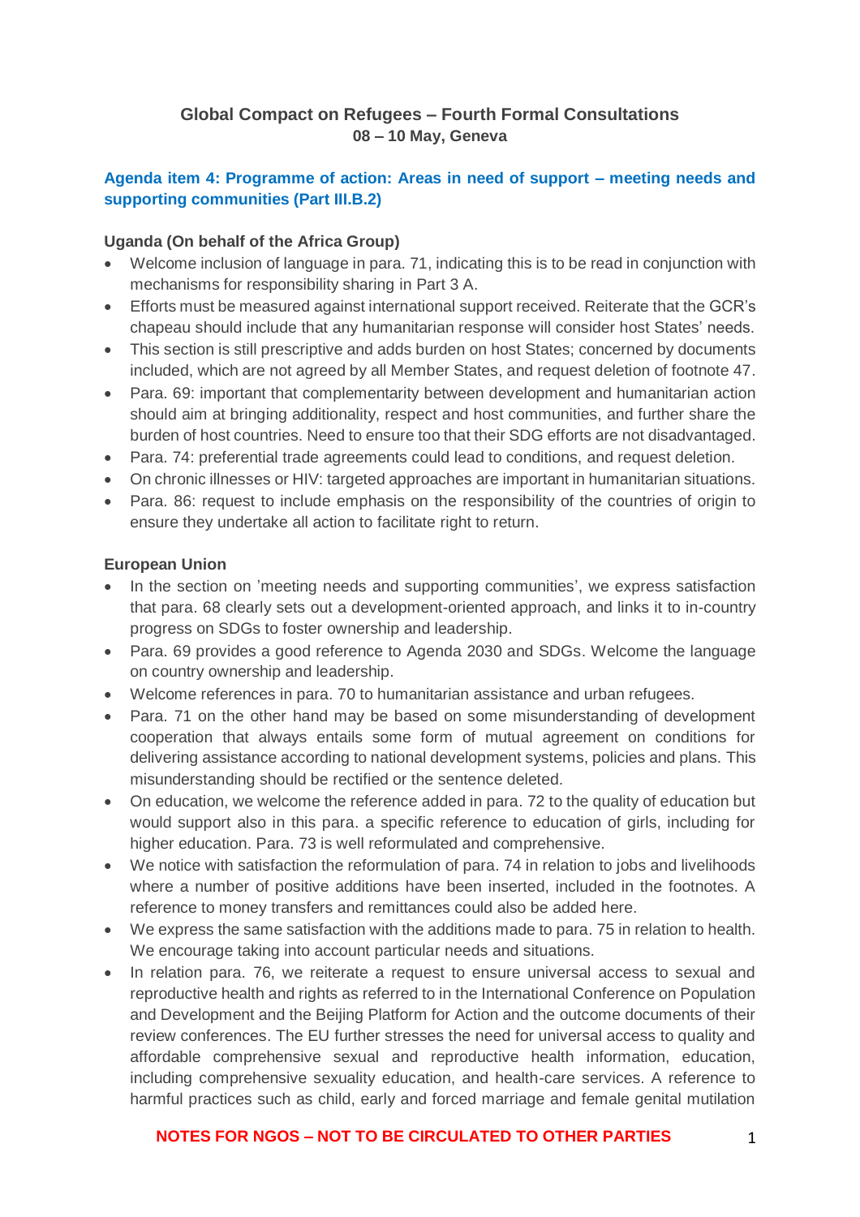## Global Compact on Refugees – Fourth Formal Consultations
### 08 – 10 May, Geneva

### Agenda item 4: Programme of action: Areas in need of support – meeting needs and supporting communities (Part III.B.2)

**Uganda (On behalf of the Africa Group)**

- Welcome inclusion of language in para. 71, indicating this is to be read in conjunction with mechanisms for responsibility sharing in Part 3 A.
- Efforts must be measured against international support received. Reiterate that the GCR's chapeau should include that any humanitarian response will consider host States' needs.
- This section is still prescriptive and adds burden on host States; concerned by documents included, which are not agreed by all Member States, and request deletion of footnote 47.
- Para. 69: important that complementarity between development and humanitarian action should aim at bringing additionality, respect and host communities, and further share the burden of host countries. Need to ensure too that their SDG efforts are not disadvantaged.
- Para. 74: preferential trade agreements could lead to conditions, and request deletion.
- On chronic illnesses or HIV: targeted approaches are important in humanitarian situations.
- Para. 86: request to include emphasis on the responsibility of the countries of origin to ensure they undertake all action to facilitate right to return.

**European Union**

- In the section on 'meeting needs and supporting communities', we express satisfaction that para. 68 clearly sets out a development-oriented approach, and links it to in-country progress on SDGs to foster ownership and leadership.
- Para. 69 provides a good reference to Agenda 2030 and SDGs. Welcome the language on country ownership and leadership.
- Welcome references in para. 70 to humanitarian assistance and urban refugees.
- Para. 71 on the other hand may be based on some misunderstanding of development cooperation that always entails some form of mutual agreement on conditions for delivering assistance according to national development systems, policies and plans. This misunderstanding should be rectified or the sentence deleted.
- On education, we welcome the reference added in para. 72 to the quality of education but would support also in this para. a specific reference to education of girls, including for higher education. Para. 73 is well reformulated and comprehensive.
- We notice with satisfaction the reformulation of para. 74 in relation to jobs and livelihoods where a number of positive additions have been inserted, included in the footnotes. A reference to money transfers and remittances could also be added here.
- We express the same satisfaction with the additions made to para. 75 in relation to health. We encourage taking into account particular needs and situations.
- In relation para. 76, we reiterate a request to ensure universal access to sexual and reproductive health and rights as referred to in the International Conference on Population and Development and the Beijing Platform for Action and the outcome documents of their review conferences. The EU further stresses the need for universal access to quality and affordable comprehensive sexual and reproductive health information, education, including comprehensive sexuality education, and health-care services. A reference to harmful practices such as child, early and forced marriage and female genital mutilation

**NOTES FOR NGOS – NOT TO BE CIRCULATED TO OTHER PARTIES**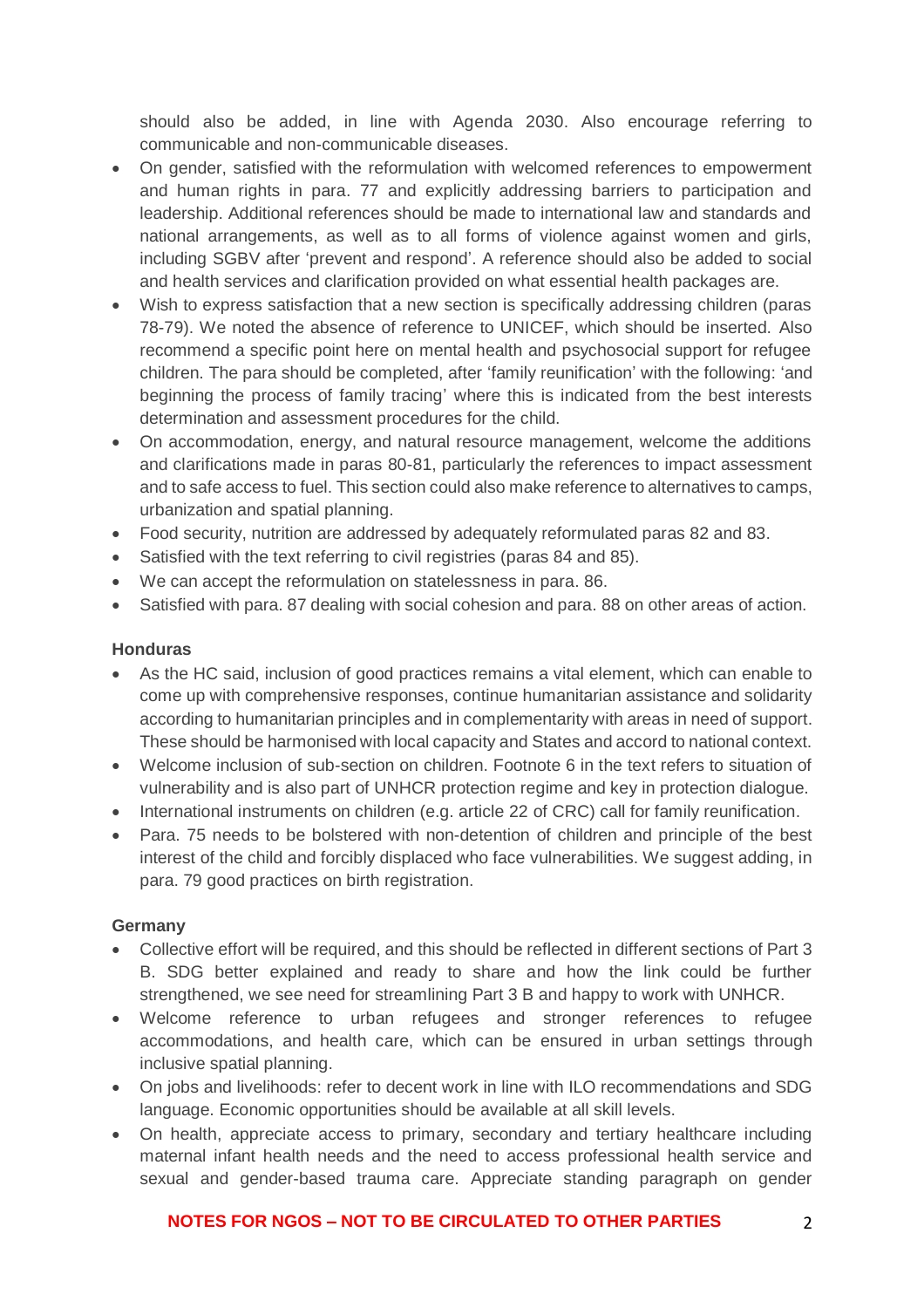should also be added, in line with Agenda 2030. Also encourage referring to communicable and non-communicable diseases.

- On gender, satisfied with the reformulation with welcomed references to empowerment and human rights in para. 77 and explicitly addressing barriers to participation and leadership. Additional references should be made to international law and standards and national arrangements, as well as to all forms of violence against women and girls, including SGBV after 'prevent and respond'. A reference should also be added to social and health services and clarification provided on what essential health packages are.
- Wish to express satisfaction that a new section is specifically addressing children (paras 78-79). We noted the absence of reference to UNICEF, which should be inserted. Also recommend a specific point here on mental health and psychosocial support for refugee children. The para should be completed, after 'family reunification' with the following: 'and beginning the process of family tracing' where this is indicated from the best interests determination and assessment procedures for the child.
- On accommodation, energy, and natural resource management, welcome the additions and clarifications made in paras 80-81, particularly the references to impact assessment and to safe access to fuel. This section could also make reference to alternatives to camps, urbanization and spatial planning.
- Food security, nutrition are addressed by adequately reformulated paras 82 and 83.
- Satisfied with the text referring to civil registries (paras 84 and 85).
- We can accept the reformulation on statelessness in para. 86.
- Satisfied with para. 87 dealing with social cohesion and para. 88 on other areas of action.

**Honduras**

- As the HC said, inclusion of good practices remains a vital element, which can enable to come up with comprehensive responses, continue humanitarian assistance and solidarity according to humanitarian principles and in complementarity with areas in need of support. These should be harmonised with local capacity and States and accord to national context.
- Welcome inclusion of sub-section on children. Footnote 6 in the text refers to situation of vulnerability and is also part of UNHCR protection regime and key in protection dialogue.
- International instruments on children (e.g. article 22 of CRC) call for family reunification.
- Para. 75 needs to be bolstered with non-detention of children and principle of the best interest of the child and forcibly displaced who face vulnerabilities. We suggest adding, in para. 79 good practices on birth registration.

**Germany**

- Collective effort will be required, and this should be reflected in different sections of Part 3 B. SDG better explained and ready to share and how the link could be further strengthened, we see need for streamlining Part 3 B and happy to work with UNHCR.
- Welcome reference to urban refugees and stronger references to refugee accommodations, and health care, which can be ensured in urban settings through inclusive spatial planning.
- On jobs and livelihoods: refer to decent work in line with ILO recommendations and SDG language. Economic opportunities should be available at all skill levels.
- On health, appreciate access to primary, secondary and tertiary healthcare including maternal infant health needs and the need to access professional health service and sexual and gender-based trauma care. Appreciate standing paragraph on gender

**NOTES FOR NGOS – NOT TO BE CIRCULATED TO OTHER PARTIES**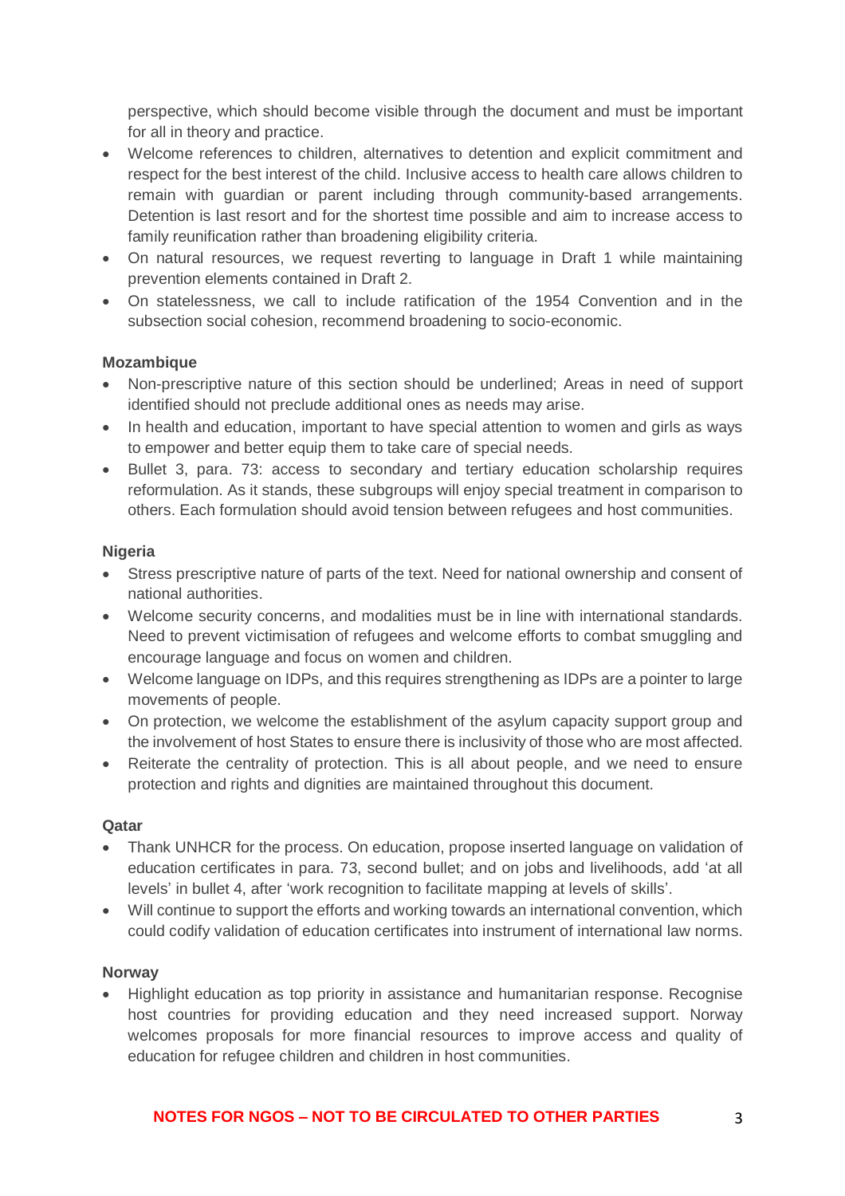perspective, which should become visible through the document and must be important for all in theory and practice.

- Welcome references to children, alternatives to detention and explicit commitment and respect for the best interest of the child. Inclusive access to health care allows children to remain with guardian or parent including through community-based arrangements. Detention is last resort and for the shortest time possible and aim to increase access to family reunification rather than broadening eligibility criteria.
- On natural resources, we request reverting to language in Draft 1 while maintaining prevention elements contained in Draft 2.
- On statelessness, we call to include ratification of the 1954 Convention and in the subsection social cohesion, recommend broadening to socio-economic.

**Mozambique**

- Non-prescriptive nature of this section should be underlined; Areas in need of support identified should not preclude additional ones as needs may arise.
- In health and education, important to have special attention to women and girls as ways to empower and better equip them to take care of special needs.
- Bullet 3, para. 73: access to secondary and tertiary education scholarship requires reformulation. As it stands, these subgroups will enjoy special treatment in comparison to others. Each formulation should avoid tension between refugees and host communities.

**Nigeria**

- Stress prescriptive nature of parts of the text. Need for national ownership and consent of national authorities.
- Welcome security concerns, and modalities must be in line with international standards. Need to prevent victimisation of refugees and welcome efforts to combat smuggling and encourage language and focus on women and children.
- Welcome language on IDPs, and this requires strengthening as IDPs are a pointer to large movements of people.
- On protection, we welcome the establishment of the asylum capacity support group and the involvement of host States to ensure there is inclusivity of those who are most affected.
- Reiterate the centrality of protection. This is all about people, and we need to ensure protection and rights and dignities are maintained throughout this document.

**Qatar**

- Thank UNHCR for the process. On education, propose inserted language on validation of education certificates in para. 73, second bullet; and on jobs and livelihoods, add 'at all levels' in bullet 4, after 'work recognition to facilitate mapping at levels of skills'.
- Will continue to support the efforts and working towards an international convention, which could codify validation of education certificates into instrument of international law norms.

**Norway**

- Highlight education as top priority in assistance and humanitarian response. Recognise host countries for providing education and they need increased support. Norway welcomes proposals for more financial resources to improve access and quality of education for refugee children and children in host communities.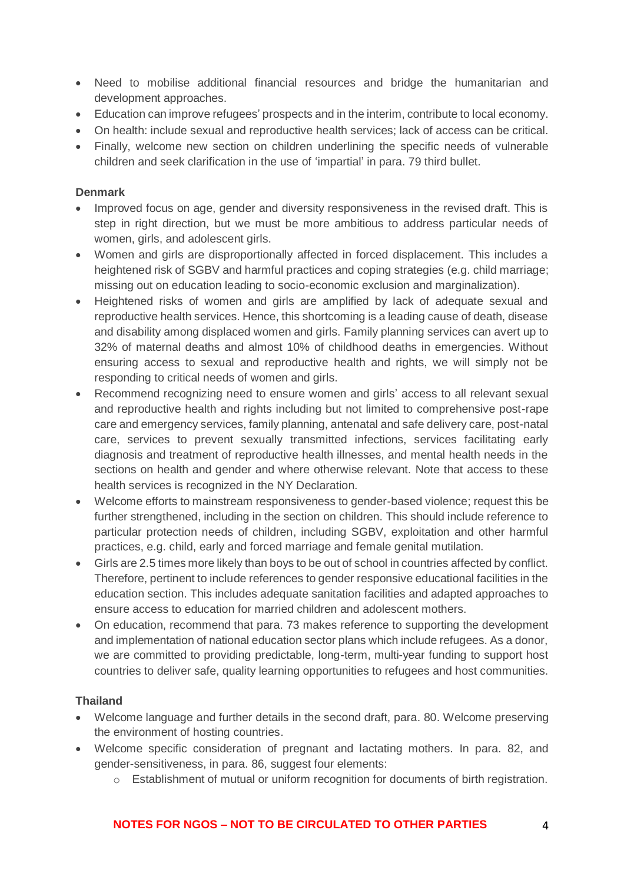- Need to mobilise additional financial resources and bridge the humanitarian and development approaches.
- Education can improve refugees' prospects and in the interim, contribute to local economy.
- On health: include sexual and reproductive health services; lack of access can be critical.
- Finally, welcome new section on children underlining the specific needs of vulnerable children and seek clarification in the use of 'impartial' in para. 79 third bullet.

**Denmark**

- Improved focus on age, gender and diversity responsiveness in the revised draft. This is step in right direction, but we must be more ambitious to address particular needs of women, girls, and adolescent girls.
- Women and girls are disproportionally affected in forced displacement. This includes a heightened risk of SGBV and harmful practices and coping strategies (e.g. child marriage; missing out on education leading to socio-economic exclusion and marginalization).
- Heightened risks of women and girls are amplified by lack of adequate sexual and reproductive health services. Hence, this shortcoming is a leading cause of death, disease and disability among displaced women and girls. Family planning services can avert up to 32% of maternal deaths and almost 10% of childhood deaths in emergencies. Without ensuring access to sexual and reproductive health and rights, we will simply not be responding to critical needs of women and girls.
- Recommend recognizing need to ensure women and girls' access to all relevant sexual and reproductive health and rights including but not limited to comprehensive post-rape care and emergency services, family planning, antenatal and safe delivery care, post-natal care, services to prevent sexually transmitted infections, services facilitating early diagnosis and treatment of reproductive health illnesses, and mental health needs in the sections on health and gender and where otherwise relevant. Note that access to these health services is recognized in the NY Declaration.
- Welcome efforts to mainstream responsiveness to gender-based violence; request this be further strengthened, including in the section on children. This should include reference to particular protection needs of children, including SGBV, exploitation and other harmful practices, e.g. child, early and forced marriage and female genital mutilation.
- Girls are 2.5 times more likely than boys to be out of school in countries affected by conflict. Therefore, pertinent to include references to gender responsive educational facilities in the education section. This includes adequate sanitation facilities and adapted approaches to ensure access to education for married children and adolescent mothers.
- On education, recommend that para. 73 makes reference to supporting the development and implementation of national education sector plans which include refugees. As a donor, we are committed to providing predictable, long-term, multi-year funding to support host countries to deliver safe, quality learning opportunities to refugees and host communities.

**Thailand**

- Welcome language and further details in the second draft, para. 80. Welcome preserving the environment of hosting countries.
- Welcome specific consideration of pregnant and lactating mothers. In para. 82, and gender-sensitiveness, in para. 86, suggest four elements:
    - Establishment of mutual or uniform recognition for documents of birth registration.

**NOTES FOR NGOS – NOT TO BE CIRCULATED TO OTHER PARTIES**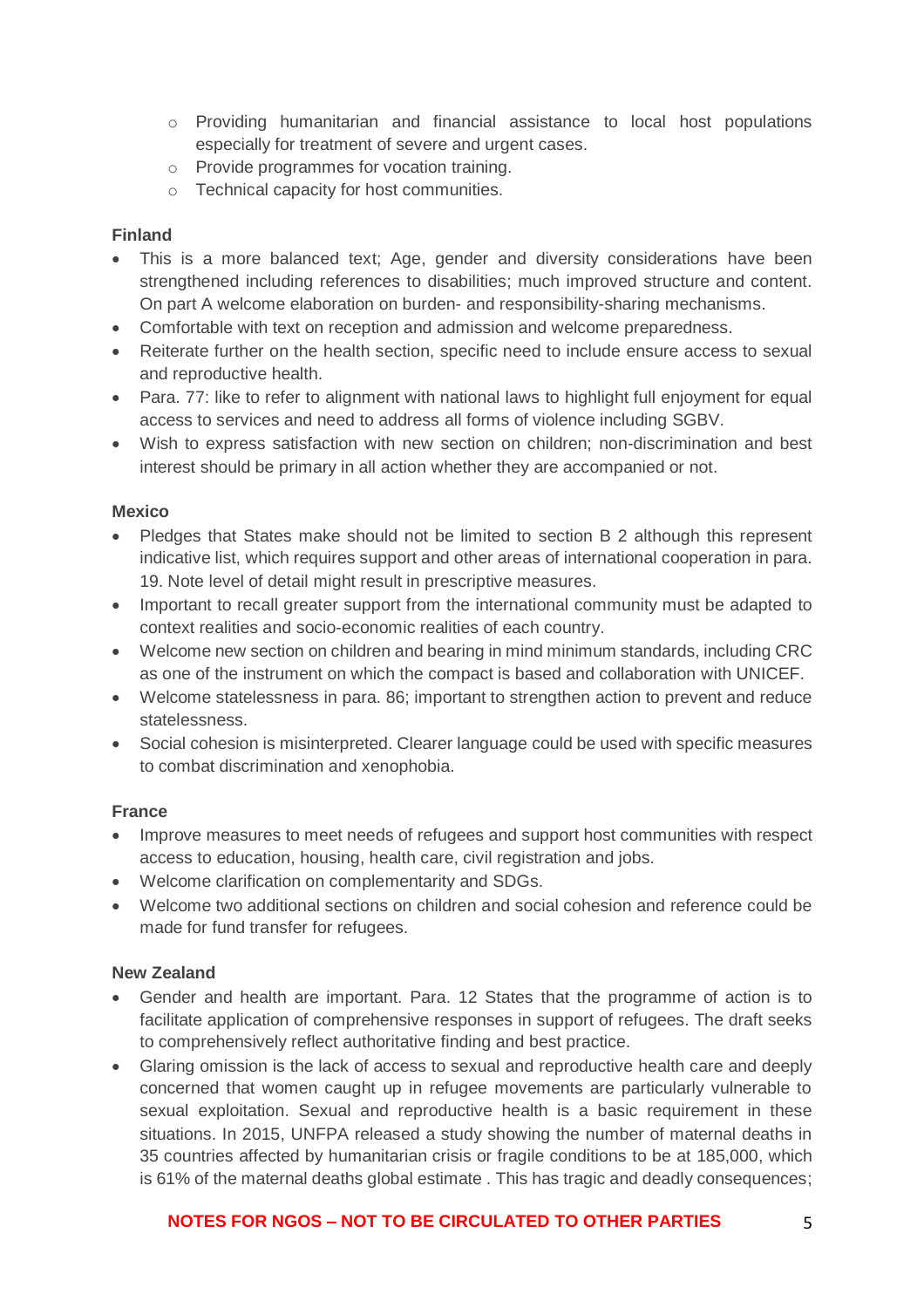- Providing humanitarian and financial assistance to local host populations especially for treatment of severe and urgent cases.
- Provide programmes for vocation training.
- Technical capacity for host communities.

**Finland**

- This is a more balanced text; Age, gender and diversity considerations have been strengthened including references to disabilities; much improved structure and content. On part A welcome elaboration on burden- and responsibility-sharing mechanisms.
- Comfortable with text on reception and admission and welcome preparedness.
- Reiterate further on the health section, specific need to include ensure access to sexual and reproductive health.
- Para. 77: like to refer to alignment with national laws to highlight full enjoyment for equal access to services and need to address all forms of violence including SGBV.
- Wish to express satisfaction with new section on children; non-discrimination and best interest should be primary in all action whether they are accompanied or not.

**Mexico**

- Pledges that States make should not be limited to section B 2 although this represent indicative list, which requires support and other areas of international cooperation in para. 19. Note level of detail might result in prescriptive measures.
- Important to recall greater support from the international community must be adapted to context realities and socio-economic realities of each country.
- Welcome new section on children and bearing in mind minimum standards, including CRC as one of the instrument on which the compact is based and collaboration with UNICEF.
- Welcome statelessness in para. 86; important to strengthen action to prevent and reduce statelessness.
- Social cohesion is misinterpreted. Clearer language could be used with specific measures to combat discrimination and xenophobia.

**France**

- Improve measures to meet needs of refugees and support host communities with respect access to education, housing, health care, civil registration and jobs.
- Welcome clarification on complementarity and SDGs.
- Welcome two additional sections on children and social cohesion and reference could be made for fund transfer for refugees.

**New Zealand**

- Gender and health are important. Para. 12 States that the programme of action is to facilitate application of comprehensive responses in support of refugees. The draft seeks to comprehensively reflect authoritative finding and best practice.
- Glaring omission is the lack of access to sexual and reproductive health care and deeply concerned that women caught up in refugee movements are particularly vulnerable to sexual exploitation. Sexual and reproductive health is a basic requirement in these situations. In 2015, UNFPA released a study showing the number of maternal deaths in 35 countries affected by humanitarian crisis or fragile conditions to be at 185,000, which is 61% of the maternal deaths global estimate . This has tragic and deadly consequences;

**NOTES FOR NGOS – NOT TO BE CIRCULATED TO OTHER PARTIES**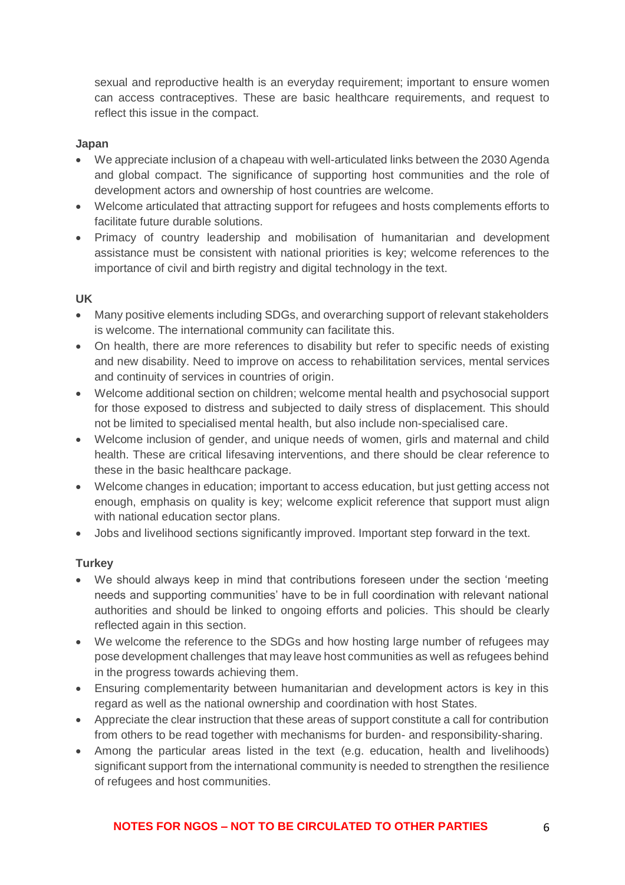sexual and reproductive health is an everyday requirement; important to ensure women can access contraceptives. These are basic healthcare requirements, and request to reflect this issue in the compact.

**Japan**

- We appreciate inclusion of a chapeau with well-articulated links between the 2030 Agenda and global compact. The significance of supporting host communities and the role of development actors and ownership of host countries are welcome.
- Welcome articulated that attracting support for refugees and hosts complements efforts to facilitate future durable solutions.
- Primacy of country leadership and mobilisation of humanitarian and development assistance must be consistent with national priorities is key; welcome references to the importance of civil and birth registry and digital technology in the text.

**UK**

- Many positive elements including SDGs, and overarching support of relevant stakeholders is welcome. The international community can facilitate this.
- On health, there are more references to disability but refer to specific needs of existing and new disability. Need to improve on access to rehabilitation services, mental services and continuity of services in countries of origin.
- Welcome additional section on children; welcome mental health and psychosocial support for those exposed to distress and subjected to daily stress of displacement. This should not be limited to specialised mental health, but also include non-specialised care.
- Welcome inclusion of gender, and unique needs of women, girls and maternal and child health. These are critical lifesaving interventions, and there should be clear reference to these in the basic healthcare package.
- Welcome changes in education; important to access education, but just getting access not enough, emphasis on quality is key; welcome explicit reference that support must align with national education sector plans.
- Jobs and livelihood sections significantly improved. Important step forward in the text.

**Turkey**

- We should always keep in mind that contributions foreseen under the section 'meeting needs and supporting communities' have to be in full coordination with relevant national authorities and should be linked to ongoing efforts and policies. This should be clearly reflected again in this section.
- We welcome the reference to the SDGs and how hosting large number of refugees may pose development challenges that may leave host communities as well as refugees behind in the progress towards achieving them.
- Ensuring complementarity between humanitarian and development actors is key in this regard as well as the national ownership and coordination with host States.
- Appreciate the clear instruction that these areas of support constitute a call for contribution from others to be read together with mechanisms for burden- and responsibility-sharing.
- Among the particular areas listed in the text (e.g. education, health and livelihoods) significant support from the international community is needed to strengthen the resilience of refugees and host communities.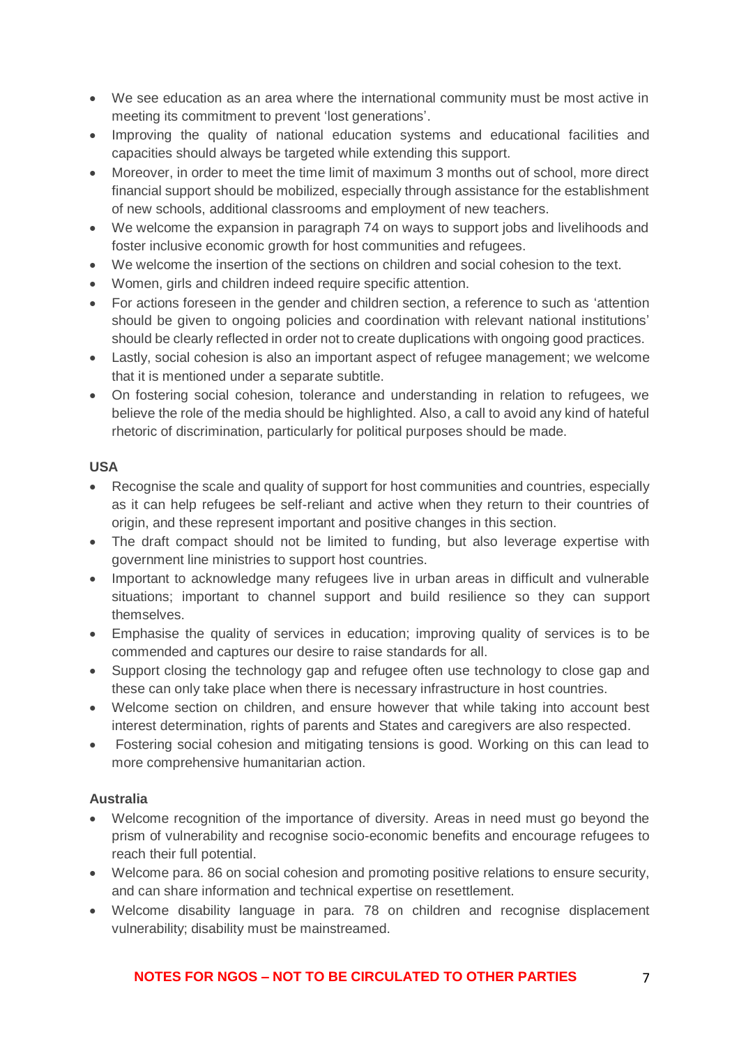- We see education as an area where the international community must be most active in meeting its commitment to prevent 'lost generations'.
- Improving the quality of national education systems and educational facilities and capacities should always be targeted while extending this support.
- Moreover, in order to meet the time limit of maximum 3 months out of school, more direct financial support should be mobilized, especially through assistance for the establishment of new schools, additional classrooms and employment of new teachers.
- We welcome the expansion in paragraph 74 on ways to support jobs and livelihoods and foster inclusive economic growth for host communities and refugees.
- We welcome the insertion of the sections on children and social cohesion to the text.
- Women, girls and children indeed require specific attention.
- For actions foreseen in the gender and children section, a reference to such as 'attention should be given to ongoing policies and coordination with relevant national institutions' should be clearly reflected in order not to create duplications with ongoing good practices.
- Lastly, social cohesion is also an important aspect of refugee management; we welcome that it is mentioned under a separate subtitle.
- On fostering social cohesion, tolerance and understanding in relation to refugees, we believe the role of the media should be highlighted. Also, a call to avoid any kind of hateful rhetoric of discrimination, particularly for political purposes should be made.

**USA**

- Recognise the scale and quality of support for host communities and countries, especially as it can help refugees be self-reliant and active when they return to their countries of origin, and these represent important and positive changes in this section.
- The draft compact should not be limited to funding, but also leverage expertise with government line ministries to support host countries.
- Important to acknowledge many refugees live in urban areas in difficult and vulnerable situations; important to channel support and build resilience so they can support themselves.
- Emphasise the quality of services in education; improving quality of services is to be commended and captures our desire to raise standards for all.
- Support closing the technology gap and refugee often use technology to close gap and these can only take place when there is necessary infrastructure in host countries.
- Welcome section on children, and ensure however that while taking into account best interest determination, rights of parents and States and caregivers are also respected.
- Fostering social cohesion and mitigating tensions is good. Working on this can lead to more comprehensive humanitarian action.

**Australia**

- Welcome recognition of the importance of diversity. Areas in need must go beyond the prism of vulnerability and recognise socio-economic benefits and encourage refugees to reach their full potential.
- Welcome para. 86 on social cohesion and promoting positive relations to ensure security, and can share information and technical expertise on resettlement.
- Welcome disability language in para. 78 on children and recognise displacement vulnerability; disability must be mainstreamed.

**NOTES FOR NGOS – NOT TO BE CIRCULATED TO OTHER PARTIES**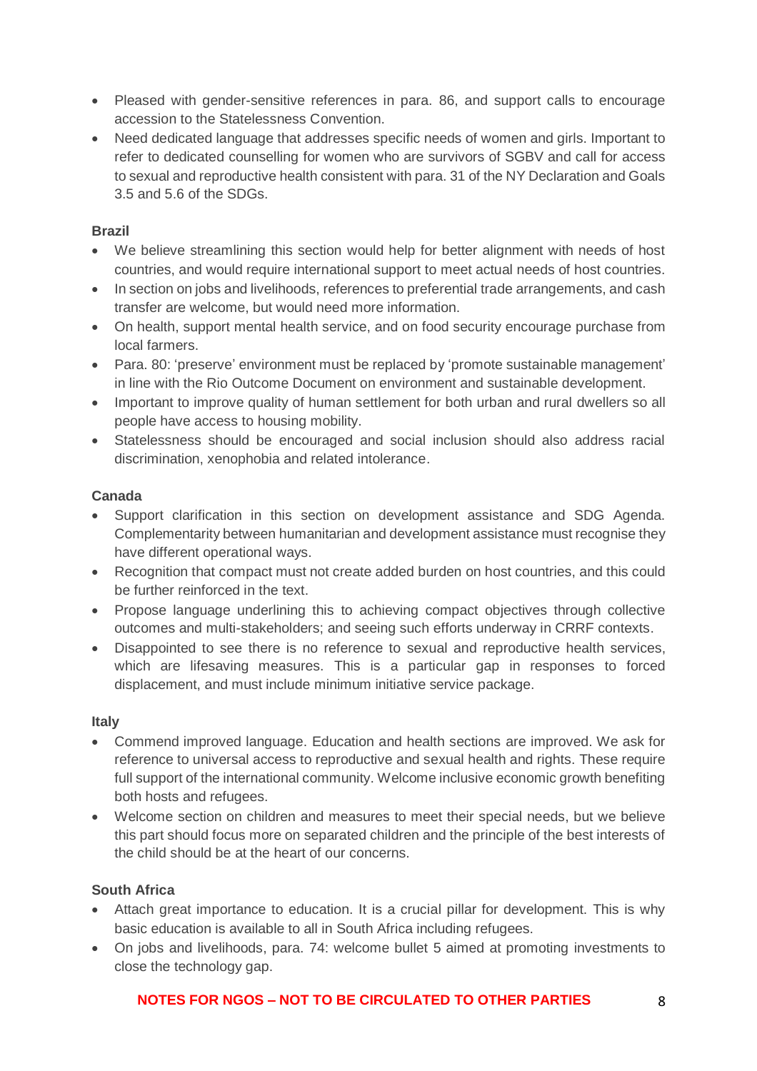- Pleased with gender-sensitive references in para. 86, and support calls to encourage accession to the Statelessness Convention.
- Need dedicated language that addresses specific needs of women and girls. Important to refer to dedicated counselling for women who are survivors of SGBV and call for access to sexual and reproductive health consistent with para. 31 of the NY Declaration and Goals 3.5 and 5.6 of the SDGs.

**Brazil**

- We believe streamlining this section would help for better alignment with needs of host countries, and would require international support to meet actual needs of host countries.
- In section on jobs and livelihoods, references to preferential trade arrangements, and cash transfer are welcome, but would need more information.
- On health, support mental health service, and on food security encourage purchase from local farmers.
- Para. 80: 'preserve' environment must be replaced by 'promote sustainable management' in line with the Rio Outcome Document on environment and sustainable development.
- Important to improve quality of human settlement for both urban and rural dwellers so all people have access to housing mobility.
- Statelessness should be encouraged and social inclusion should also address racial discrimination, xenophobia and related intolerance.

**Canada**

- Support clarification in this section on development assistance and SDG Agenda. Complementarity between humanitarian and development assistance must recognise they have different operational ways.
- Recognition that compact must not create added burden on host countries, and this could be further reinforced in the text.
- Propose language underlining this to achieving compact objectives through collective outcomes and multi-stakeholders; and seeing such efforts underway in CRRF contexts.
- Disappointed to see there is no reference to sexual and reproductive health services, which are lifesaving measures. This is a particular gap in responses to forced displacement, and must include minimum initiative service package.

**Italy**

- Commend improved language. Education and health sections are improved. We ask for reference to universal access to reproductive and sexual health and rights. These require full support of the international community. Welcome inclusive economic growth benefiting both hosts and refugees.
- Welcome section on children and measures to meet their special needs, but we believe this part should focus more on separated children and the principle of the best interests of the child should be at the heart of our concerns.

**South Africa**

- Attach great importance to education. It is a crucial pillar for development. This is why basic education is available to all in South Africa including refugees.
- On jobs and livelihoods, para. 74: welcome bullet 5 aimed at promoting investments to close the technology gap.

**NOTES FOR NGOS – NOT TO BE CIRCULATED TO OTHER PARTIES**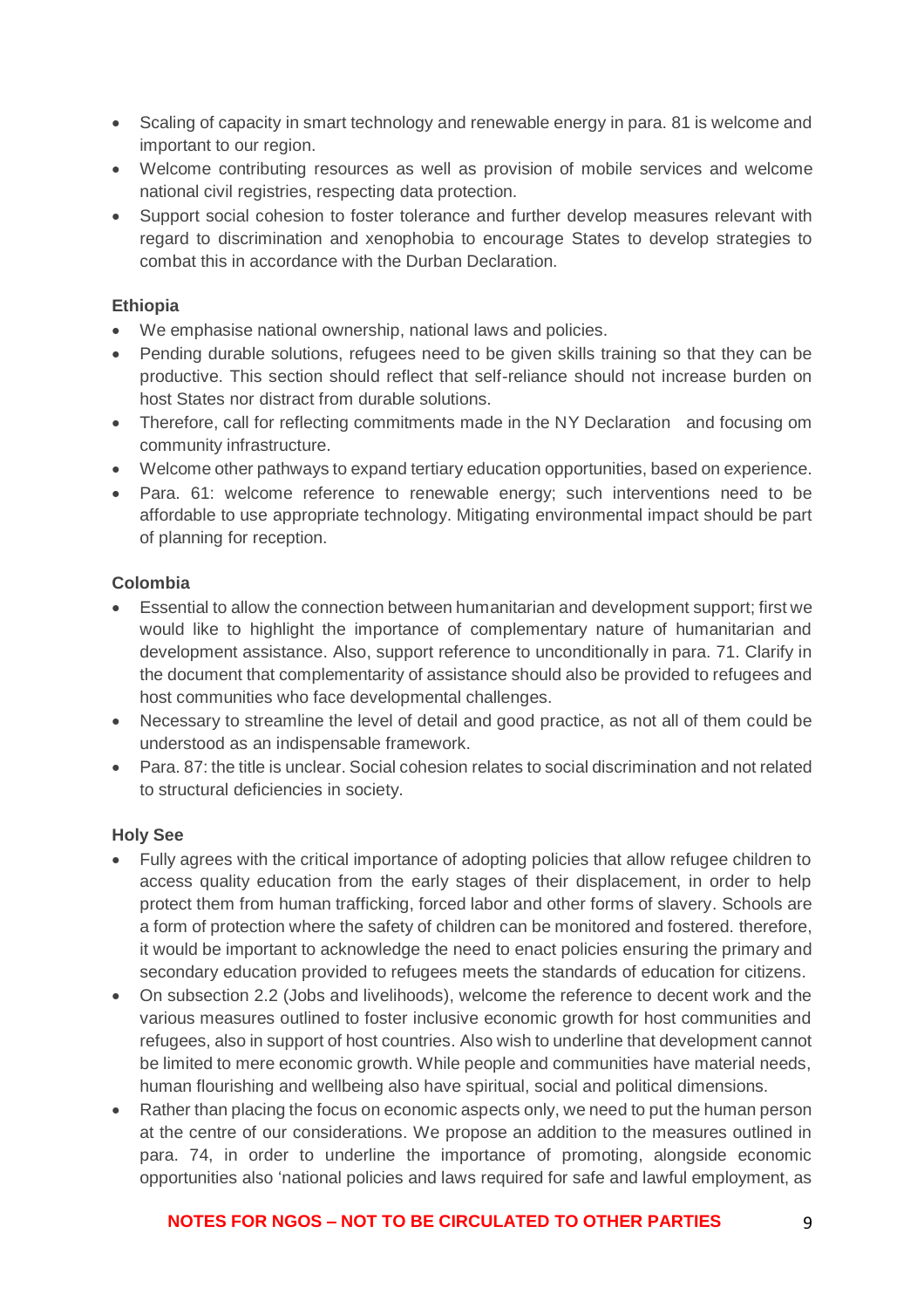- Scaling of capacity in smart technology and renewable energy in para. 81 is welcome and important to our region.
- Welcome contributing resources as well as provision of mobile services and welcome national civil registries, respecting data protection.
- Support social cohesion to foster tolerance and further develop measures relevant with regard to discrimination and xenophobia to encourage States to develop strategies to combat this in accordance with the Durban Declaration.

**Ethiopia**

- We emphasise national ownership, national laws and policies.
- Pending durable solutions, refugees need to be given skills training so that they can be productive. This section should reflect that self-reliance should not increase burden on host States nor distract from durable solutions.
- Therefore, call for reflecting commitments made in the NY Declaration  and focusing om community infrastructure.
- Welcome other pathways to expand tertiary education opportunities, based on experience.
- Para. 61: welcome reference to renewable energy; such interventions need to be affordable to use appropriate technology. Mitigating environmental impact should be part of planning for reception.

**Colombia**

- Essential to allow the connection between humanitarian and development support; first we would like to highlight the importance of complementary nature of humanitarian and development assistance. Also, support reference to unconditionally in para. 71. Clarify in the document that complementarity of assistance should also be provided to refugees and host communities who face developmental challenges.
- Necessary to streamline the level of detail and good practice, as not all of them could be understood as an indispensable framework.
- Para. 87: the title is unclear. Social cohesion relates to social discrimination and not related to structural deficiencies in society.

**Holy See**

- Fully agrees with the critical importance of adopting policies that allow refugee children to access quality education from the early stages of their displacement, in order to help protect them from human trafficking, forced labor and other forms of slavery. Schools are a form of protection where the safety of children can be monitored and fostered. therefore, it would be important to acknowledge the need to enact policies ensuring the primary and secondary education provided to refugees meets the standards of education for citizens.
- On subsection 2.2 (Jobs and livelihoods), welcome the reference to decent work and the various measures outlined to foster inclusive economic growth for host communities and refugees, also in support of host countries. Also wish to underline that development cannot be limited to mere economic growth. While people and communities have material needs, human flourishing and wellbeing also have spiritual, social and political dimensions.
- Rather than placing the focus on economic aspects only, we need to put the human person at the centre of our considerations. We propose an addition to the measures outlined in para. 74, in order to underline the importance of promoting, alongside economic opportunities also 'national policies and laws required for safe and lawful employment, as

**NOTES FOR NGOS – NOT TO BE CIRCULATED TO OTHER PARTIES**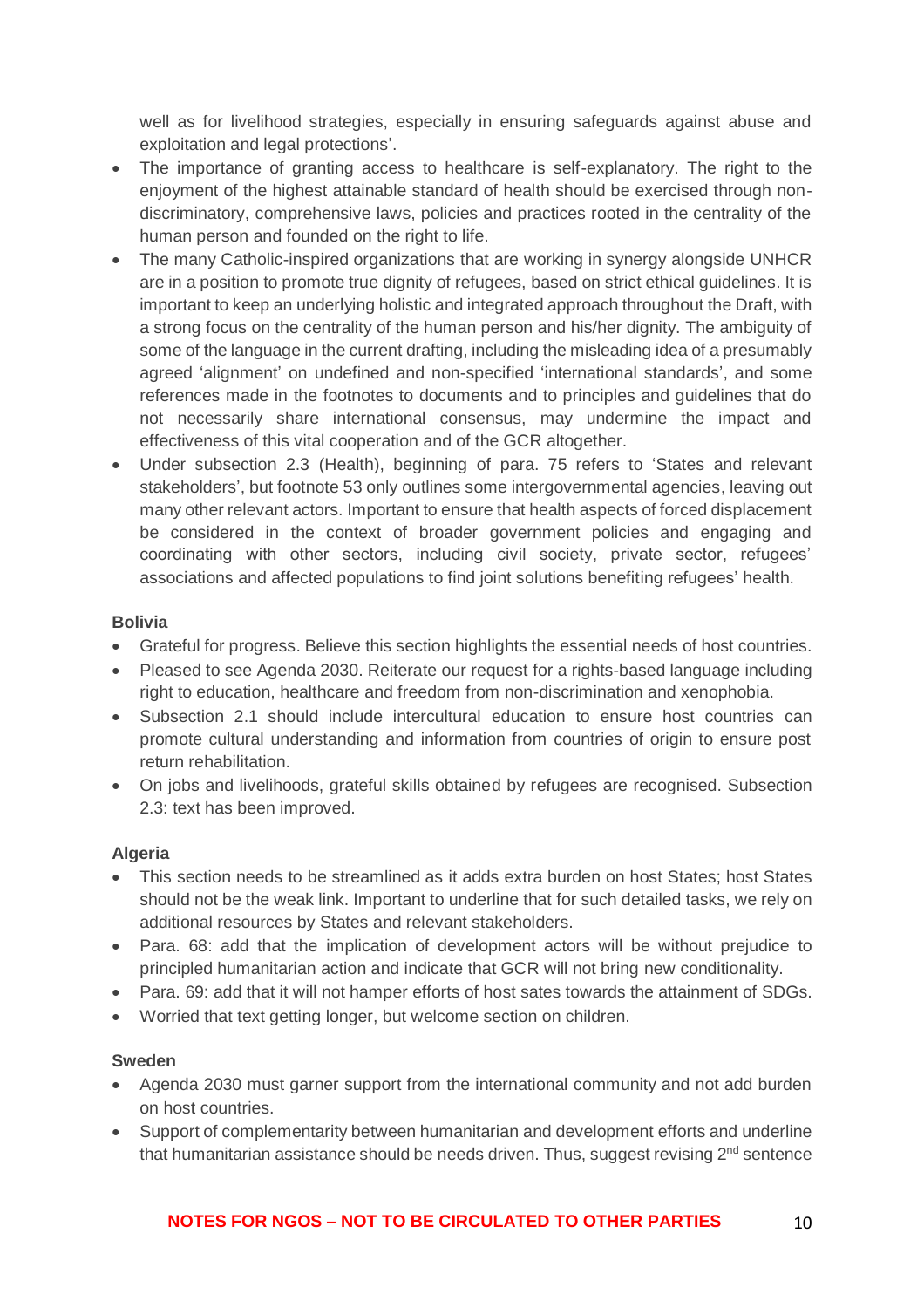well as for livelihood strategies, especially in ensuring safeguards against abuse and exploitation and legal protections'.

- The importance of granting access to healthcare is self-explanatory. The right to the enjoyment of the highest attainable standard of health should be exercised through non-discriminatory, comprehensive laws, policies and practices rooted in the centrality of the human person and founded on the right to life.
- The many Catholic-inspired organizations that are working in synergy alongside UNHCR are in a position to promote true dignity of refugees, based on strict ethical guidelines. It is important to keep an underlying holistic and integrated approach throughout the Draft, with a strong focus on the centrality of the human person and his/her dignity. The ambiguity of some of the language in the current drafting, including the misleading idea of a presumably agreed 'alignment' on undefined and non-specified 'international standards', and some references made in the footnotes to documents and to principles and guidelines that do not necessarily share international consensus, may undermine the impact and effectiveness of this vital cooperation and of the GCR altogether.
- Under subsection 2.3 (Health), beginning of para. 75 refers to 'States and relevant stakeholders', but footnote 53 only outlines some intergovernmental agencies, leaving out many other relevant actors. Important to ensure that health aspects of forced displacement be considered in the context of broader government policies and engaging and coordinating with other sectors, including civil society, private sector, refugees' associations and affected populations to find joint solutions benefiting refugees' health.

**Bolivia**

- Grateful for progress. Believe this section highlights the essential needs of host countries.
- Pleased to see Agenda 2030. Reiterate our request for a rights-based language including right to education, healthcare and freedom from non-discrimination and xenophobia.
- Subsection 2.1 should include intercultural education to ensure host countries can promote cultural understanding and information from countries of origin to ensure post return rehabilitation.
- On jobs and livelihoods, grateful skills obtained by refugees are recognised. Subsection 2.3: text has been improved.

**Algeria**

- This section needs to be streamlined as it adds extra burden on host States; host States should not be the weak link. Important to underline that for such detailed tasks, we rely on additional resources by States and relevant stakeholders.
- Para. 68: add that the implication of development actors will be without prejudice to principled humanitarian action and indicate that GCR will not bring new conditionality.
- Para. 69: add that it will not hamper efforts of host sates towards the attainment of SDGs.
- Worried that text getting longer, but welcome section on children.

**Sweden**

- Agenda 2030 must garner support from the international community and not add burden on host countries.
- Support of complementarity between humanitarian and development efforts and underline that humanitarian assistance should be needs driven. Thus, suggest revising 2nd sentence

NOTES FOR NGOS – NOT TO BE CIRCULATED TO OTHER PARTIES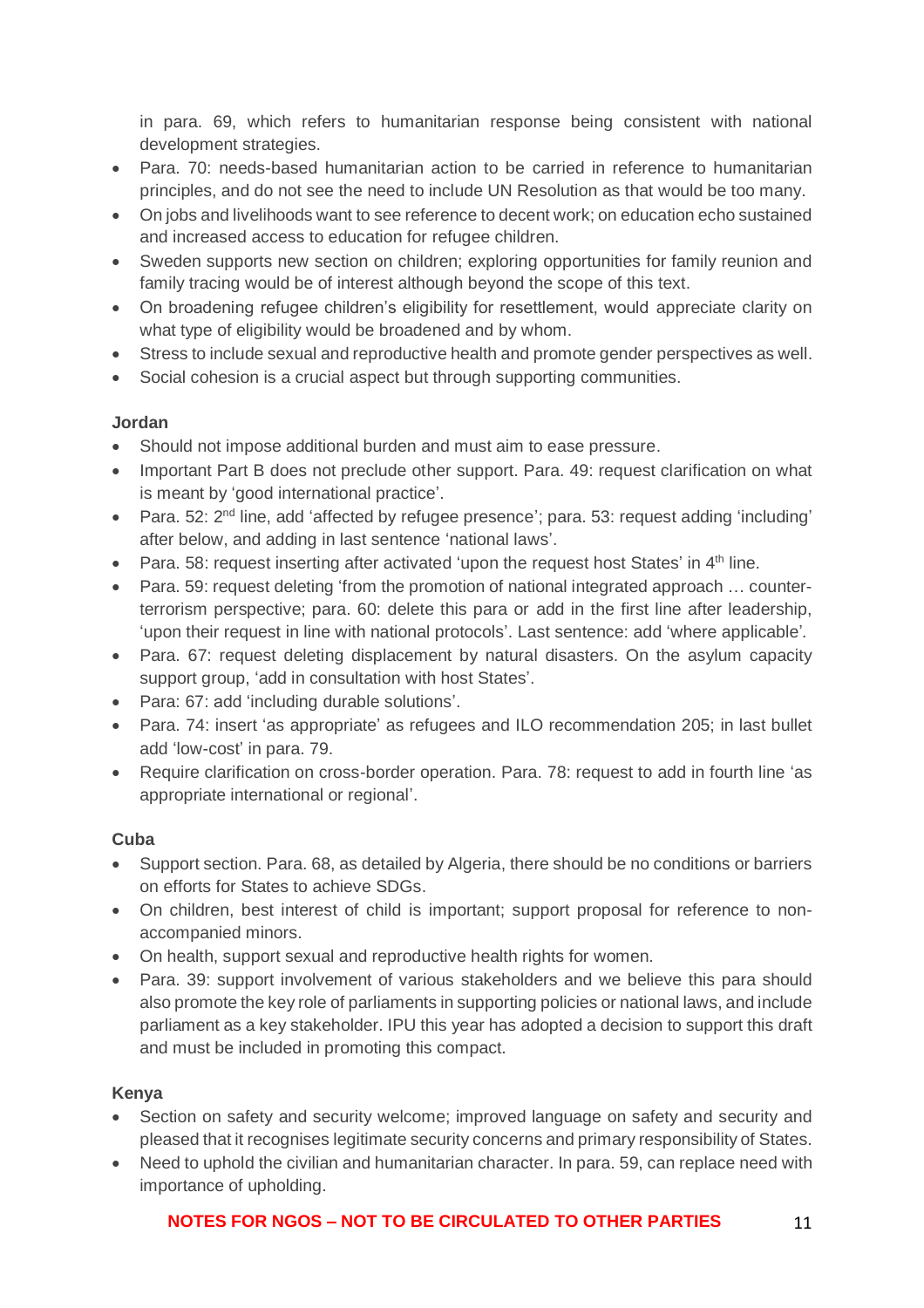in para. 69, which refers to humanitarian response being consistent with national development strategies.

- Para. 70: needs-based humanitarian action to be carried in reference to humanitarian principles, and do not see the need to include UN Resolution as that would be too many.
- On jobs and livelihoods want to see reference to decent work; on education echo sustained and increased access to education for refugee children.
- Sweden supports new section on children; exploring opportunities for family reunion and family tracing would be of interest although beyond the scope of this text.
- On broadening refugee children's eligibility for resettlement, would appreciate clarity on what type of eligibility would be broadened and by whom.
- Stress to include sexual and reproductive health and promote gender perspectives as well.
- Social cohesion is a crucial aspect but through supporting communities.

**Jordan**

- Should not impose additional burden and must aim to ease pressure.
- Important Part B does not preclude other support. Para. 49: request clarification on what is meant by 'good international practice'.
- Para. 52: 2nd line, add 'affected by refugee presence'; para. 53: request adding 'including' after below, and adding in last sentence 'national laws'.
- Para. 58: request inserting after activated 'upon the request host States' in 4th line.
- Para. 59: request deleting 'from the promotion of national integrated approach … counter-terrorism perspective; para. 60: delete this para or add in the first line after leadership, 'upon their request in line with national protocols'. Last sentence: add 'where applicable'.
- Para. 67: request deleting displacement by natural disasters. On the asylum capacity support group, 'add in consultation with host States'.
- Para: 67: add 'including durable solutions'.
- Para. 74: insert 'as appropriate' as refugees and ILO recommendation 205; in last bullet add 'low-cost' in para. 79.
- Require clarification on cross-border operation. Para. 78: request to add in fourth line 'as appropriate international or regional'.

**Cuba**

- Support section. Para. 68, as detailed by Algeria, there should be no conditions or barriers on efforts for States to achieve SDGs.
- On children, best interest of child is important; support proposal for reference to non-accompanied minors.
- On health, support sexual and reproductive health rights for women.
- Para. 39: support involvement of various stakeholders and we believe this para should also promote the key role of parliaments in supporting policies or national laws, and include parliament as a key stakeholder. IPU this year has adopted a decision to support this draft and must be included in promoting this compact.

**Kenya**

- Section on safety and security welcome; improved language on safety and security and pleased that it recognises legitimate security concerns and primary responsibility of States.
- Need to uphold the civilian and humanitarian character. In para. 59, can replace need with importance of upholding.

**NOTES FOR NGOS – NOT TO BE CIRCULATED TO OTHER PARTIES**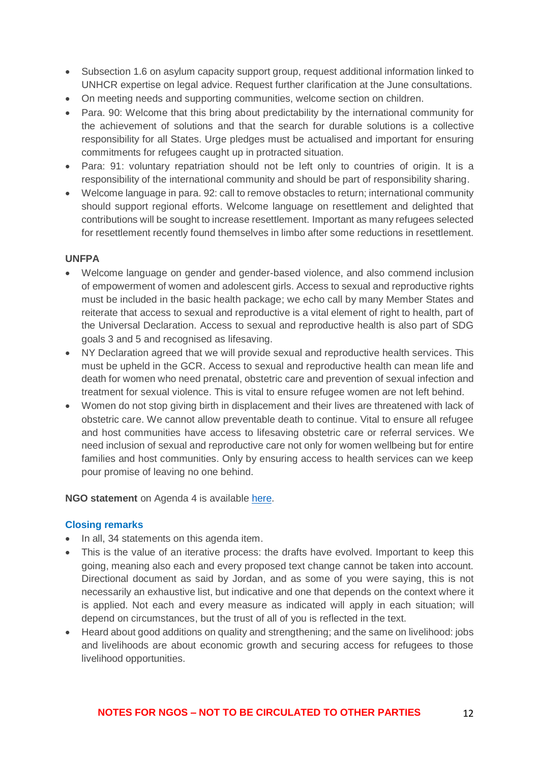- Subsection 1.6 on asylum capacity support group, request additional information linked to UNHCR expertise on legal advice. Request further clarification at the June consultations.
- On meeting needs and supporting communities, welcome section on children.
- Para. 90: Welcome that this bring about predictability by the international community for the achievement of solutions and that the search for durable solutions is a collective responsibility for all States. Urge pledges must be actualised and important for ensuring commitments for refugees caught up in protracted situation.
- Para: 91: voluntary repatriation should not be left only to countries of origin. It is a responsibility of the international community and should be part of responsibility sharing.
- Welcome language in para. 92: call to remove obstacles to return; international community should support regional efforts. Welcome language on resettlement and delighted that contributions will be sought to increase resettlement. Important as many refugees selected for resettlement recently found themselves in limbo after some reductions in resettlement.

**UNFPA**

- Welcome language on gender and gender-based violence, and also commend inclusion of empowerment of women and adolescent girls. Access to sexual and reproductive rights must be included in the basic health package; we echo call by many Member States and reiterate that access to sexual and reproductive is a vital element of right to health, part of the Universal Declaration. Access to sexual and reproductive health is also part of SDG goals 3 and 5 and recognised as lifesaving.
- NY Declaration agreed that we will provide sexual and reproductive health services. This must be upheld in the GCR. Access to sexual and reproductive health can mean life and death for women who need prenatal, obstetric care and prevention of sexual infection and treatment for sexual violence. This is vital to ensure refugee women are not left behind.
- Women do not stop giving birth in displacement and their lives are threatened with lack of obstetric care. We cannot allow preventable death to continue. Vital to ensure all refugee and host communities have access to lifesaving obstetric care or referral services. We need inclusion of sexual and reproductive care not only for women wellbeing but for entire families and host communities. Only by ensuring access to health services can we keep pour promise of leaving no one behind.

**NGO statement** on Agenda 4 is available here.

### Closing remarks

- In all, 34 statements on this agenda item.
- This is the value of an iterative process: the drafts have evolved. Important to keep this going, meaning also each and every proposed text change cannot be taken into account. Directional document as said by Jordan, and as some of you were saying, this is not necessarily an exhaustive list, but indicative and one that depends on the context where it is applied. Not each and every measure as indicated will apply in each situation; will depend on circumstances, but the trust of all of you is reflected in the text.
- Heard about good additions on quality and strengthening; and the same on livelihood: jobs and livelihoods are about economic growth and securing access for refugees to those livelihood opportunities.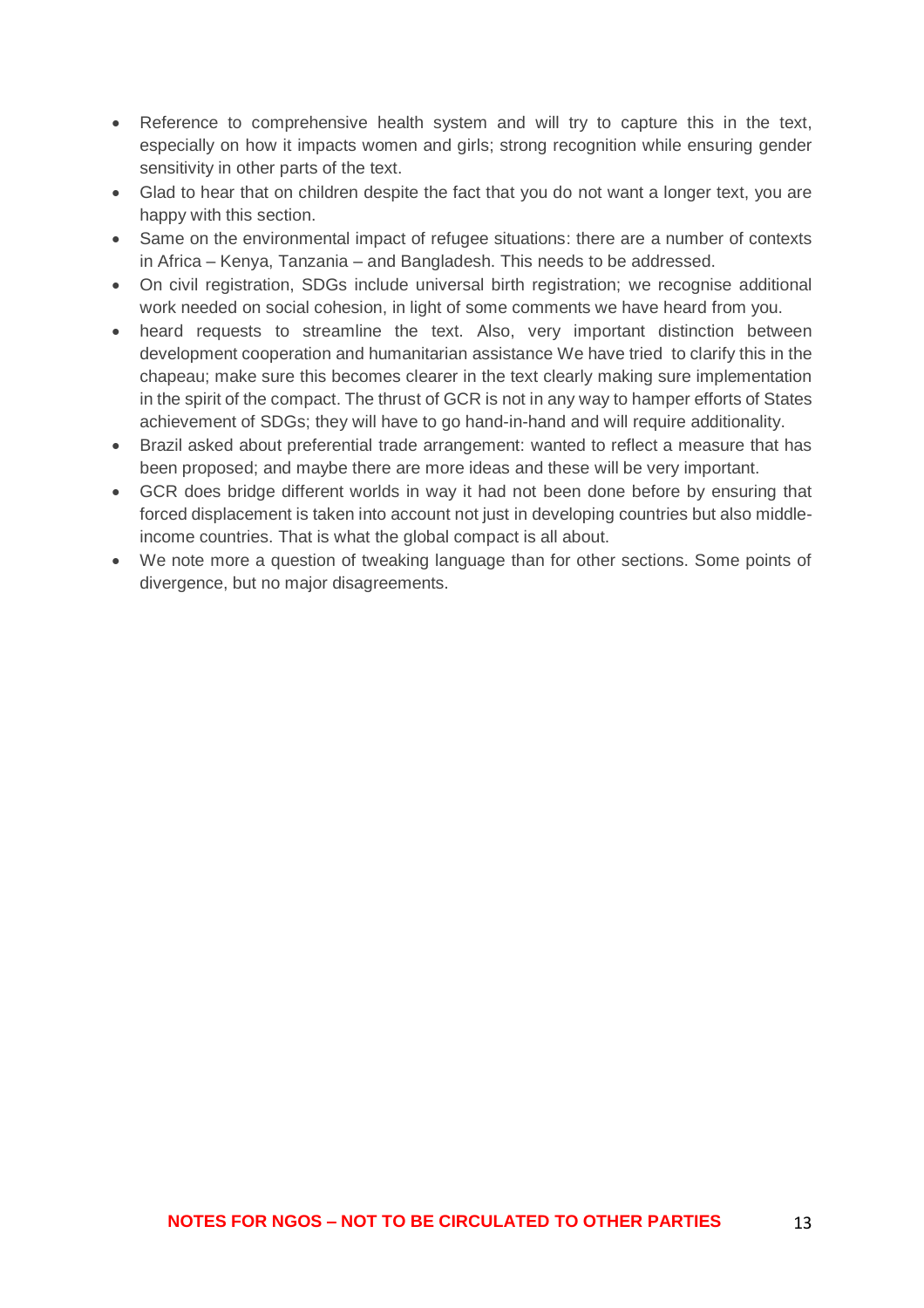- Reference to comprehensive health system and will try to capture this in the text, especially on how it impacts women and girls; strong recognition while ensuring gender sensitivity in other parts of the text.
- Glad to hear that on children despite the fact that you do not want a longer text, you are happy with this section.
- Same on the environmental impact of refugee situations: there are a number of contexts in Africa – Kenya, Tanzania – and Bangladesh. This needs to be addressed.
- On civil registration, SDGs include universal birth registration; we recognise additional work needed on social cohesion, in light of some comments we have heard from you.
- heard requests to streamline the text. Also, very important distinction between development cooperation and humanitarian assistance We have tried to clarify this in the chapeau; make sure this becomes clearer in the text clearly making sure implementation in the spirit of the compact. The thrust of GCR is not in any way to hamper efforts of States achievement of SDGs; they will have to go hand-in-hand and will require additionality.
- Brazil asked about preferential trade arrangement: wanted to reflect a measure that has been proposed; and maybe there are more ideas and these will be very important.
- GCR does bridge different worlds in way it had not been done before by ensuring that forced displacement is taken into account not just in developing countries but also middle-income countries. That is what the global compact is all about.
- We note more a question of tweaking language than for other sections. Some points of divergence, but no major disagreements.